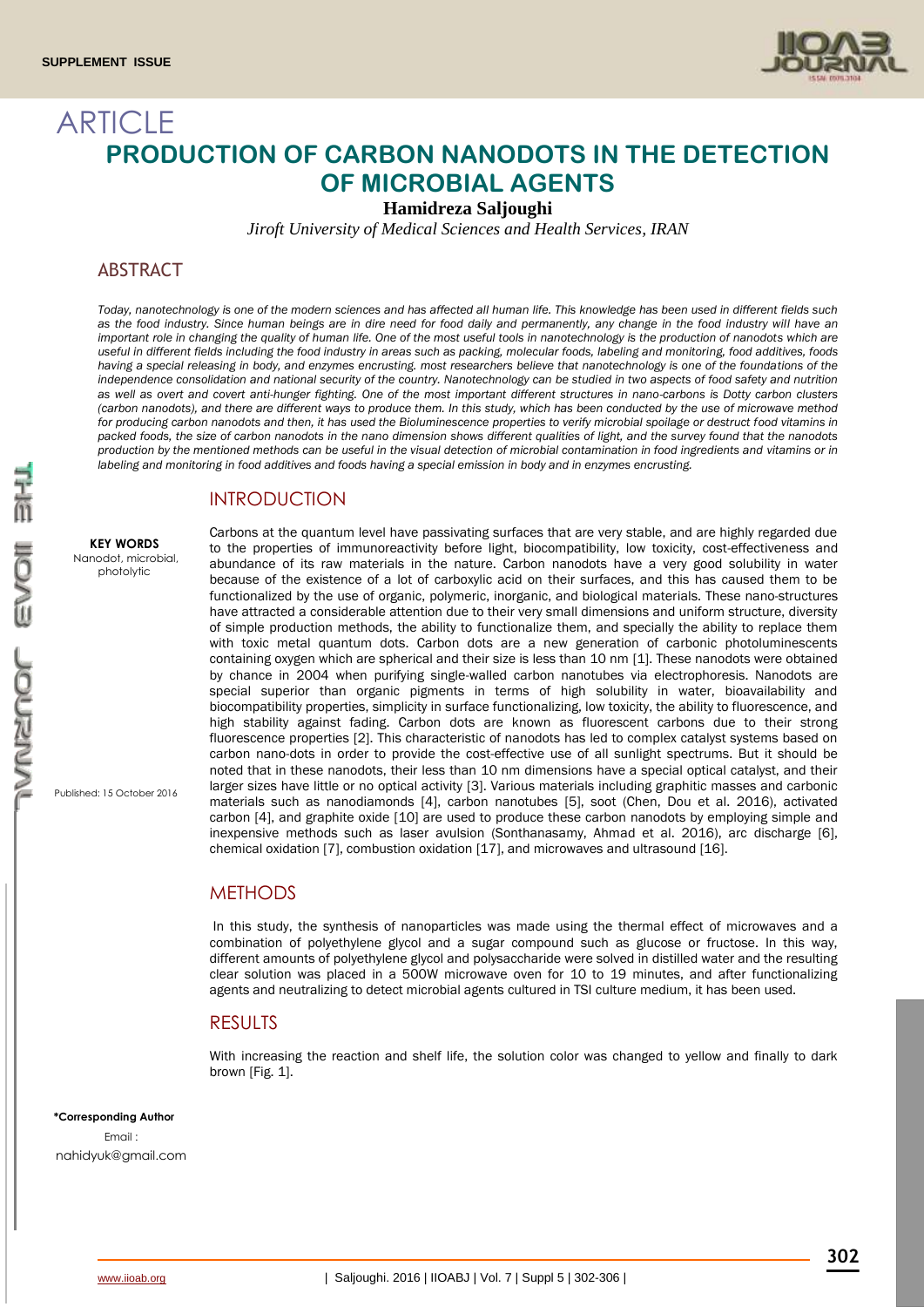SUPPLEMENT ISSUE

ARTICLE

# PRODUCTION OF CARBON NANODOTS IN THE DETECTION OF MICROBIAL AGENTS

**Hamidreza Saljoughi**

*Jiroft University of Medical Sciences and Health Services, IRAN*

## ABSTRACT

*Today, nanotechnology is one of the modern sciences and has affected all human life. This knowledge has been used in different fields such as the food industry. Since human beings are in dire need for food daily and permanently, any change in the food industry will have an important role in changing the quality of human life. One of the most useful tools in nanotechnology is the production of nanodots which are useful in different fields including the food industry in areas such as packing, molecular foods, labeling and monitoring, food additives, foods having a special releasing in body, and enzymes encrusting. most researchers believe that nanotechnology is one of the foundations of the independence consolidation and national security of the country. Nanotechnology can be studied in two aspects of food safety and nutrition as well as overt and covert anti-hunger fighting. One of the most important different structures in nano-carbons is Dotty carbon clusters (carbon nanodots), and there are different ways to produce them. In this study, which has been conducted by the use of microwave method for producing carbon nanodots and then, it has used the Bioluminescence properties to verify microbial spoilage or destruct food vitamins in packed foods, the size of carbon nanodots in the nano dimension shows different qualities of light, and the survey found that the nanodots production by the mentioned methods can be useful in the visual detection of microbial contamination in food ingredients and vitamins or in labeling and monitoring in food additives and foods having a special emission in body and in enzymes encrusting.*

**KEY WORDS**
Nanodot, microbial, photolytic

Published: 15 October 2016

\*Corresponding Author
Email :
nahidyuk@gmail.com

## INTRODUCTION

Carbons at the quantum level have passivating surfaces that are very stable, and are highly regarded due to the properties of immunoreactivity before light, biocompatibility, low toxicity, cost-effectiveness and abundance of its raw materials in the nature. Carbon nanodots have a very good solubility in water because of the existence of a lot of carboxylic acid on their surfaces, and this has caused them to be functionalized by the use of organic, polymeric, inorganic, and biological materials. These nano-structures have attracted a considerable attention due to their very small dimensions and uniform structure, diversity of simple production methods, the ability to functionalize them, and specially the ability to replace them with toxic metal quantum dots. Carbon dots are a new generation of carbonic photoluminescents containing oxygen which are spherical and their size is less than 10 nm [1]. These nanodots were obtained by chance in 2004 when purifying single-walled carbon nanotubes via electrophoresis. Nanodots are special superior than organic pigments in terms of high solubility in water, bioavailability and biocompatibility properties, simplicity in surface functionalizing, low toxicity, the ability to fluorescence, and high stability against fading. Carbon dots are known as fluorescent carbons due to their strong fluorescence properties [2]. This characteristic of nanodots has led to complex catalyst systems based on carbon nano-dots in order to provide the cost-effective use of all sunlight spectrums. But it should be noted that in these nanodots, their less than 10 nm dimensions have a special optical catalyst, and their larger sizes have little or no optical activity [3]. Various materials including graphitic masses and carbonic materials such as nanodiamonds [4], carbon nanotubes [5], soot (Chen, Dou et al. 2016), activated carbon [4], and graphite oxide [10] are used to produce these carbon nanodots by employing simple and inexpensive methods such as laser avulsion (Sonthanasamy, Ahmad et al. 2016), arc discharge [6], chemical oxidation [7], combustion oxidation [17], and microwaves and ultrasound [16].

## METHODS

In this study, the synthesis of nanoparticles was made using the thermal effect of microwaves and a combination of polyethylene glycol and a sugar compound such as glucose or fructose. In this way, different amounts of polyethylene glycol and polysaccharide were solved in distilled water and the resulting clear solution was placed in a 500W microwave oven for 10 to 19 minutes, and after functionalizing agents and neutralizing to detect microbial agents cultured in TSI culture medium, it has been used.

## RESULTS

With increasing the reaction and shelf life, the solution color was changed to yellow and finally to dark brown [Fig. 1].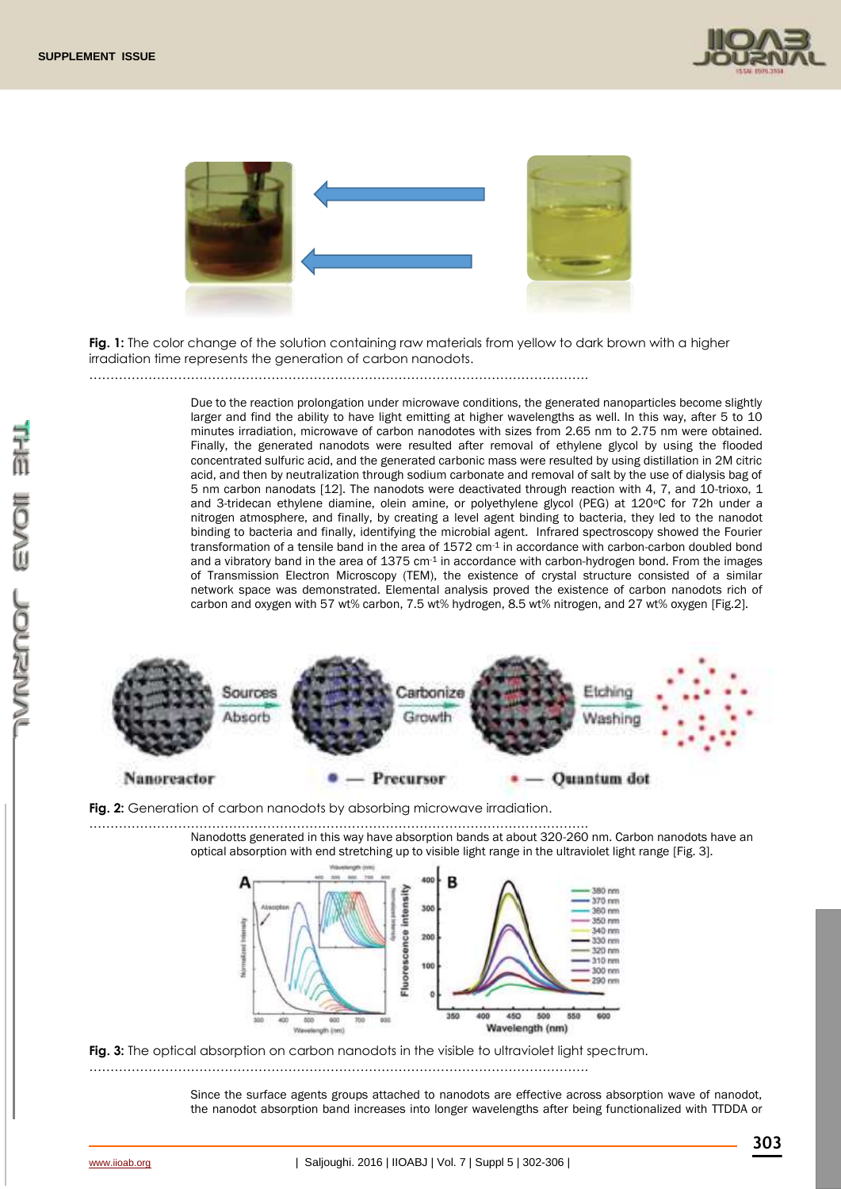**Fig. 1:** The color change of the solution containing raw materials from yellow to dark brown with a higher irradiation time represents the generation of carbon nanodots.

Due to the reaction prolongation under microwave conditions, the generated nanoparticles become slightly larger and find the ability to have light emitting at higher wavelengths as well. In this way, after 5 to 10 minutes irradiation, microwave of carbon nanodotes with sizes from 2.65 nm to 2.75 nm were obtained. Finally, the generated nanodots were resulted after removal of ethylene glycol by using the flooded concentrated sulfuric acid, and the generated carbonic mass were resulted by using distillation in 2M citric acid, and then by neutralization through sodium carbonate and removal of salt by the use of dialysis bag of 5 nm carbon nanodats [12]. The nanodots were deactivated through reaction with 4, 7, and 10-trioxo, 1 and 3-tridecan ethylene diamine, olein amine, or polyethylene glycol (PEG) at 120ºC for 72h under a nitrogen atmosphere, and finally, by creating a level agent binding to bacteria, they led to the nanodot binding to bacteria and finally, identifying the microbial agent. Infrared spectroscopy showed the Fourier transformation of a tensile band in the area of 1572 $cm^{-1}$ in accordance with carbon-carbon doubled bond and a vibratory band in the area of 1375 $cm^{-1}$ in accordance with carbon-hydrogen bond. From the images of Transmission Electron Microscopy (TEM), the existence of crystal structure consisted of a similar network space was demonstrated. Elemental analysis proved the existence of carbon nanodots rich of carbon and oxygen with 57 wt% carbon, 7.5 wt% hydrogen, 8.5 wt% nitrogen, and 27 wt% oxygen [Fig.2].

**Fig. 2:** Generation of carbon nanodots by absorbing microwave irradiation.

Nanodotts generated in this way have absorption bands at about 320-260 nm. Carbon nanodots have an optical absorption with end stretching up to visible light range in the ultraviolet light range [Fig. 3].

**Fig. 3:** The optical absorption on carbon nanodots in the visible to ultraviolet light spectrum.

Since the surface agents groups attached to nanodots are effective across absorption wave of nanodot, the nanodot absorption band increases into longer wavelengths after being functionalized with TTDDA or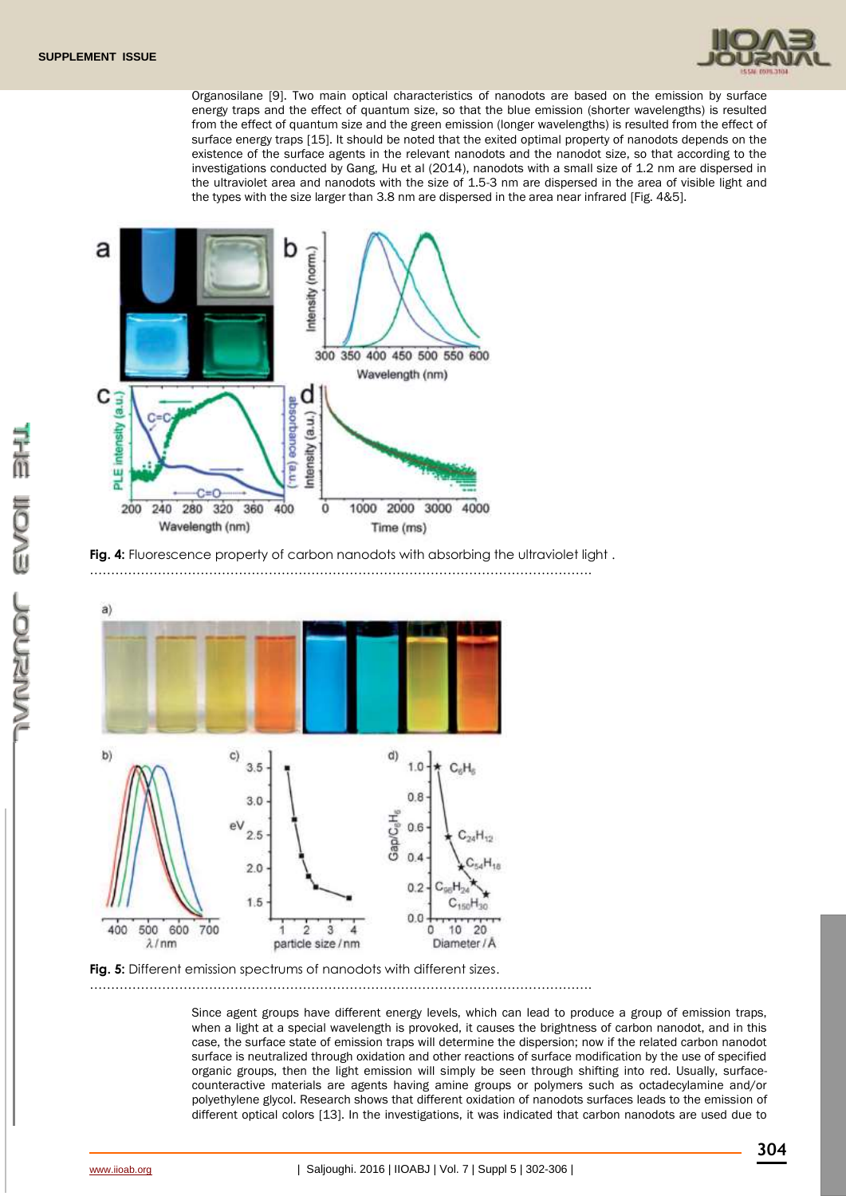Organosilane [9]. Two main optical characteristics of nanodots are based on the emission by surface energy traps and the effect of quantum size, so that the blue emission (shorter wavelengths) is resulted from the effect of quantum size and the green emission (longer wavelengths) is resulted from the effect of surface energy traps [15]. It should be noted that the exited optimal property of nanodots depends on the existence of the surface agents in the relevant nanodots and the nanodot size, so that according to the investigations conducted by Gang, Hu et al (2014), nanodots with a small size of 1.2 nm are dispersed in the ultraviolet area and nanodots with the size of 1.5-3 nm are dispersed in the area of visible light and the types with the size larger than 3.8 nm are dispersed in the area near infrared [Fig. 4&5].

**Fig. 4:** Fluorescence property of carbon nanodots with absorbing the ultraviolet light .

**Fig. 5:** Different emission spectrums of nanodots with different sizes.

Since agent groups have different energy levels, which can lead to produce a group of emission traps, when a light at a special wavelength is provoked, it causes the brightness of carbon nanodot, and in this case, the surface state of emission traps will determine the dispersion; now if the related carbon nanodot surface is neutralized through oxidation and other reactions of surface modification by the use of specified organic groups, then the light emission will simply be seen through shifting into red. Usually, surface-counteractive materials are agents having amine groups or polymers such as octadecylamine and/or polyethylene glycol. Research shows that different oxidation of nanodots surfaces leads to the emission of different optical colors [13]. In the investigations, it was indicated that carbon nanodots are used due to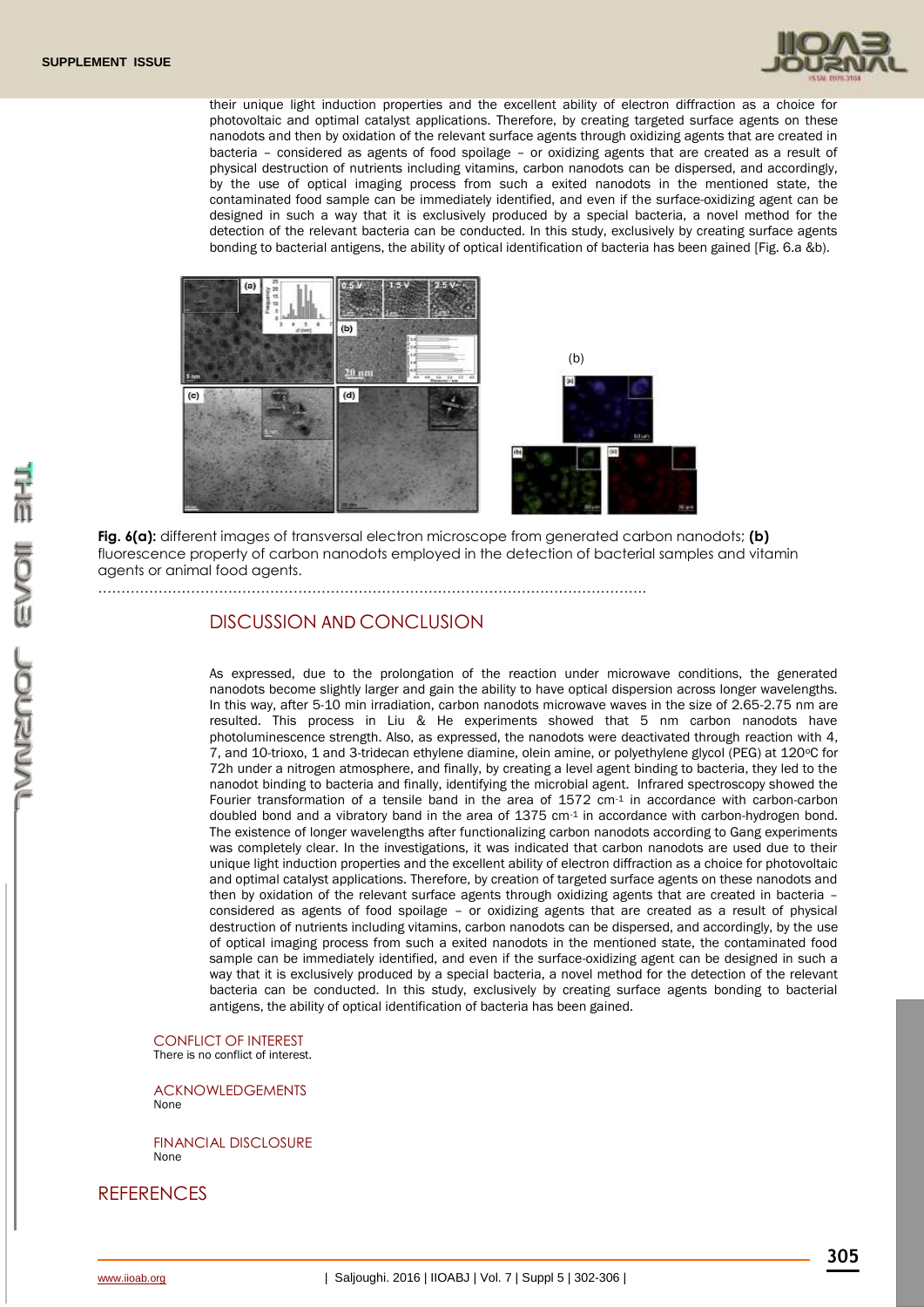their unique light induction properties and the excellent ability of electron diffraction as a choice for photovoltaic and optimal catalyst applications. Therefore, by creating targeted surface agents on these nanodots and then by oxidation of the relevant surface agents through oxidizing agents that are created in bacteria – considered as agents of food spoilage – or oxidizing agents that are created as a result of physical destruction of nutrients including vitamins, carbon nanodots can be dispersed, and accordingly, by the use of optical imaging process from such a exited nanodots in the mentioned state, the contaminated food sample can be immediately identified, and even if the surface-oxidizing agent can be designed in such a way that it is exclusively produced by a special bacteria, a novel method for the detection of the relevant bacteria can be conducted. In this study, exclusively by creating surface agents bonding to bacterial antigens, the ability of optical identification of bacteria has been gained [Fig. 6.a &b).

**Fig. 6(a):** different images of transversal electron microscope from generated carbon nanodots; **(b)** fluorescence property of carbon nanodots employed in the detection of bacterial samples and vitamin agents or animal food agents.

## DISCUSSION AND CONCLUSION

As expressed, due to the prolongation of the reaction under microwave conditions, the generated nanodots become slightly larger and gain the ability to have optical dispersion across longer wavelengths. In this way, after 5-10 min irradiation, carbon nanodots microwave waves in the size of 2.65-2.75 nm are resulted. This process in Liu & He experiments showed that 5 nm carbon nanodots have photoluminescence strength. Also, as expressed, the nanodots were deactivated through reaction with 4, 7, and 10-trioxo, 1 and 3-tridecan ethylene diamine, olein amine, or polyethylene glycol (PEG) at 120°C for 72h under a nitrogen atmosphere, and finally, by creating a level agent binding to bacteria, they led to the nanodot binding to bacteria and finally, identifying the microbial agent. Infrared spectroscopy showed the Fourier transformation of a tensile band in the area of 1572 $cm^{-1}$ in accordance with carbon-carbon doubled bond and a vibratory band in the area of 1375 $cm^{-1}$ in accordance with carbon-hydrogen bond. The existence of longer wavelengths after functionalizing carbon nanodots according to Gang experiments was completely clear. In the investigations, it was indicated that carbon nanodots are used due to their unique light induction properties and the excellent ability of electron diffraction as a choice for photovoltaic and optimal catalyst applications. Therefore, by creation of targeted surface agents on these nanodots and then by oxidation of the relevant surface agents through oxidizing agents that are created in bacteria – considered as agents of food spoilage – or oxidizing agents that are created as a result of physical destruction of nutrients including vitamins, carbon nanodots can be dispersed, and accordingly, by the use of optical imaging process from such a exited nanodots in the mentioned state, the contaminated food sample can be immediately identified, and even if the surface-oxidizing agent can be designed in such a way that it is exclusively produced by a special bacteria, a novel method for the detection of the relevant bacteria can be conducted. In this study, exclusively by creating surface agents bonding to bacterial antigens, the ability of optical identification of bacteria has been gained.

### CONFLICT OF INTEREST

There is no conflict of interest.

### ACKNOWLEDGEMENTS

None

### FINANCIAL DISCLOSURE

None

## REFERENCES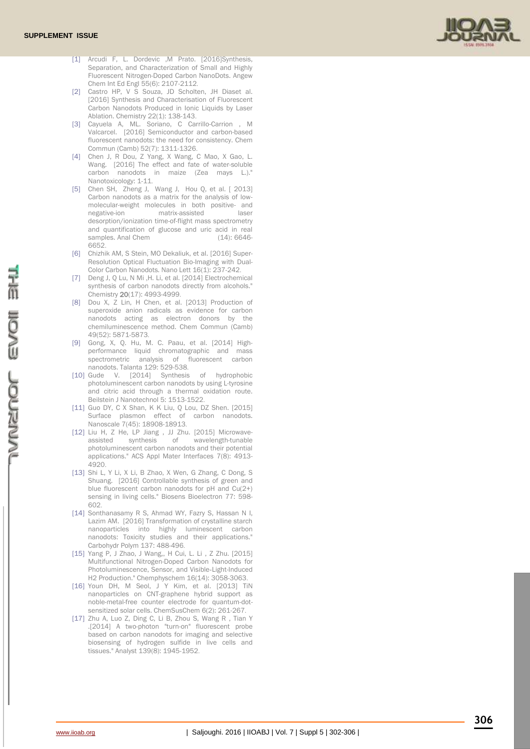[1] Arcudi F, L. Dordevic ,M Prato. [2016]Synthesis, Separation, and Characterization of Small and Highly Fluorescent Nitrogen-Doped Carbon NanoDots. Angew Chem Int Ed Engl 55(6): 2107-2112.

[2] Castro HP, V S Souza, JD Scholten, JH Diaset al. [2016] Synthesis and Characterisation of Fluorescent Carbon Nanodots Produced in Ionic Liquids by Laser Ablation. Chemistry 22(1): 138-143.

[3] Cayuela A, ML. Soriano, C Carrillo-Carrion , M Valcarcel. [2016] Semiconductor and carbon-based fluorescent nanodots: the need for consistency. Chem Commun (Camb) 52(7): 1311-1326.

[4] Chen J, R Dou, Z Yang, X Wang, C Mao, X Gao, L. Wang. [2016] The effect and fate of water-soluble carbon nanodots in maize (Zea mays L.)." Nanotoxicology: 1-11.

[5] Chen SH, Zheng J, Wang J, Hou Q, et al. [ 2013] Carbon nanodots as a matrix for the analysis of low-molecular-weight molecules in both positive- and negative-ion matrix-assisted laser desorption/ionization time-of-flight mass spectrometry and quantification of glucose and uric acid in real samples. Anal Chem (14): 6646-6652.

[6] Chizhik AM, S Stein, MO Dekaliuk, et al. [2016] Super-Resolution Optical Fluctuation Bio-Imaging with Dual-Color Carbon Nanodots. Nano Lett 16(1): 237-242.

[7] Deng J, Q Lu, N Mi ,H. Li, et al. [2014] Electrochemical synthesis of carbon nanodots directly from alcohols." Chemistry **20**(17): 4993-4999.

[8] Dou X, Z Lin, H Chen, et al. [2013] Production of superoxide anion radicals as evidence for carbon nanodots acting as electron donors by the chemiluminescence method. Chem Commun (Camb) 49(52): 5871-5873.

[9] Gong, X, Q. Hu, M. C. Paau, et al. [2014] High-performance liquid chromatographic and mass spectrometric analysis of fluorescent carbon nanodots. Talanta 129: 529-538.

[10] Gude V. [2014] Synthesis of hydrophobic photoluminescent carbon nanodots by using L-tyrosine and citric acid through a thermal oxidation route. Beilstein J Nanotechnol 5: 1513-1522.

[11] Guo DY, C X Shan, K K Liu, Q Lou, DZ Shen. [2015] Surface plasmon effect of carbon nanodots. Nanoscale 7(45): 18908-18913.

[12] Liu H, Z He, LP Jiang , JJ Zhu. [2015] Microwave-assisted synthesis of wavelength-tunable photoluminescent carbon nanodots and their potential applications." ACS Appl Mater Interfaces 7(8): 4913-4920.

[13] Shi L, Y Li, X Li, B Zhao, X Wen, G Zhang, C Dong, S Shuang. [2016] Controllable synthesis of green and blue fluorescent carbon nanodots for pH and Cu(2+) sensing in living cells." Biosens Bioelectron 77: 598-602.

[14] Sonthanasamy R S, Ahmad WY, Fazry S, Hassan N I, Lazim AM. [2016] Transformation of crystalline starch nanoparticles into highly luminescent carbon nanodots: Toxicity studies and their applications." Carbohydr Polym 137: 488-496.

[15] Yang P, J Zhao, J Wang,, H Cui, L. Li , Z Zhu. [2015] Multifunctional Nitrogen-Doped Carbon Nanodots for Photoluminescence, Sensor, and Visible-Light-Induced H2 Production." Chemphyschem 16(14): 3058-3063.

[16] Youn DH, M Seol, J Y Kim, et al. [2013] TiN nanoparticles on CNT-graphene hybrid support as noble-metal-free counter electrode for quantum-dot-sensitized solar cells. ChemSusChem 6(2): 261-267.

[17] Zhu A, Luo Z, Ding C, Li B, Zhou S, Wang R , Tian Y .[2014] A two-photon "turn-on" fluorescent probe based on carbon nanodots for imaging and selective biosensing of hydrogen sulfide in live cells and tissues." Analyst 139(8): 1945-1952.